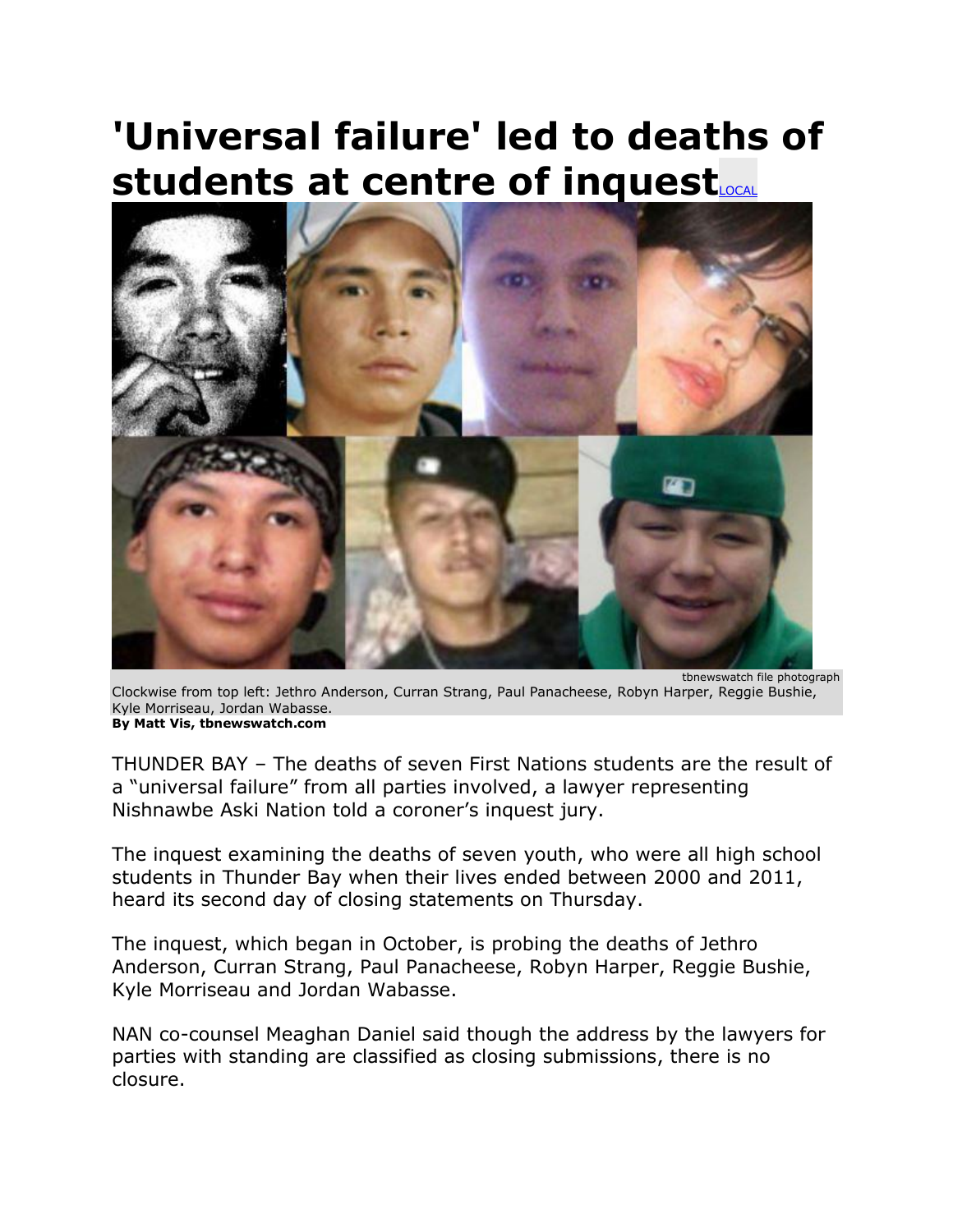# 'Universal failure' led to deaths of students at centre of inquest

LOCAL

tbnewswatch file photograph

Clockwise from top left: Jethro Anderson, Curran Strang, Paul Panacheese, Robyn Harper, Reggie Bushie, Kyle Morriseau, Jordan Wabasse.

**By Matt Vis, tbnewswatch.com**

THUNDER BAY – The deaths of seven First Nations students are the result of a "universal failure" from all parties involved, a lawyer representing Nishnawbe Aski Nation told a coroner's inquest jury.

The inquest examining the deaths of seven youth, who were all high school students in Thunder Bay when their lives ended between 2000 and 2011, heard its second day of closing statements on Thursday.

The inquest, which began in October, is probing the deaths of Jethro Anderson, Curran Strang, Paul Panacheese, Robyn Harper, Reggie Bushie, Kyle Morriseau and Jordan Wabasse.

NAN co-counsel Meaghan Daniel said though the address by the lawyers for parties with standing are classified as closing submissions, there is no closure.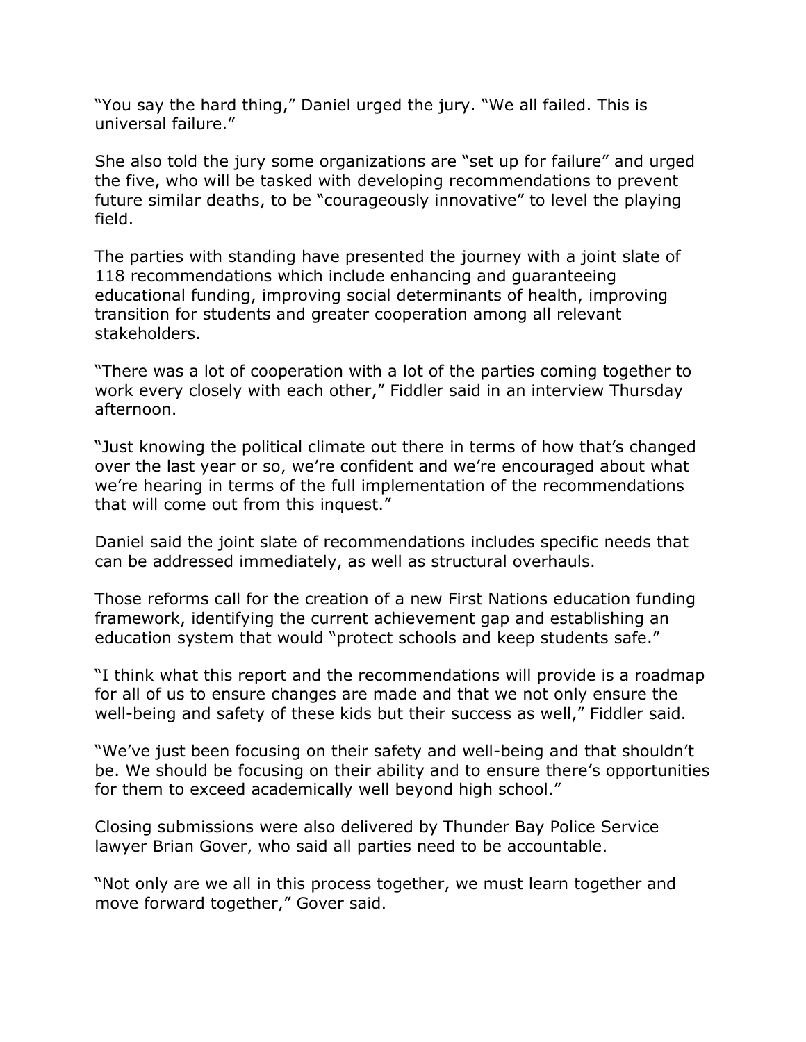"You say the hard thing," Daniel urged the jury. "We all failed. This is universal failure."

She also told the jury some organizations are "set up for failure" and urged the five, who will be tasked with developing recommendations to prevent future similar deaths, to be "courageously innovative" to level the playing field.

The parties with standing have presented the journey with a joint slate of 118 recommendations which include enhancing and guaranteeing educational funding, improving social determinants of health, improving transition for students and greater cooperation among all relevant stakeholders.

"There was a lot of cooperation with a lot of the parties coming together to work every closely with each other," Fiddler said in an interview Thursday afternoon.

"Just knowing the political climate out there in terms of how that's changed over the last year or so, we're confident and we're encouraged about what we're hearing in terms of the full implementation of the recommendations that will come out from this inquest."

Daniel said the joint slate of recommendations includes specific needs that can be addressed immediately, as well as structural overhauls.

Those reforms call for the creation of a new First Nations education funding framework, identifying the current achievement gap and establishing an education system that would "protect schools and keep students safe."

"I think what this report and the recommendations will provide is a roadmap for all of us to ensure changes are made and that we not only ensure the well-being and safety of these kids but their success as well," Fiddler said.

"We've just been focusing on their safety and well-being and that shouldn't be. We should be focusing on their ability and to ensure there's opportunities for them to exceed academically well beyond high school."

Closing submissions were also delivered by Thunder Bay Police Service lawyer Brian Gover, who said all parties need to be accountable.

"Not only are we all in this process together, we must learn together and move forward together," Gover said.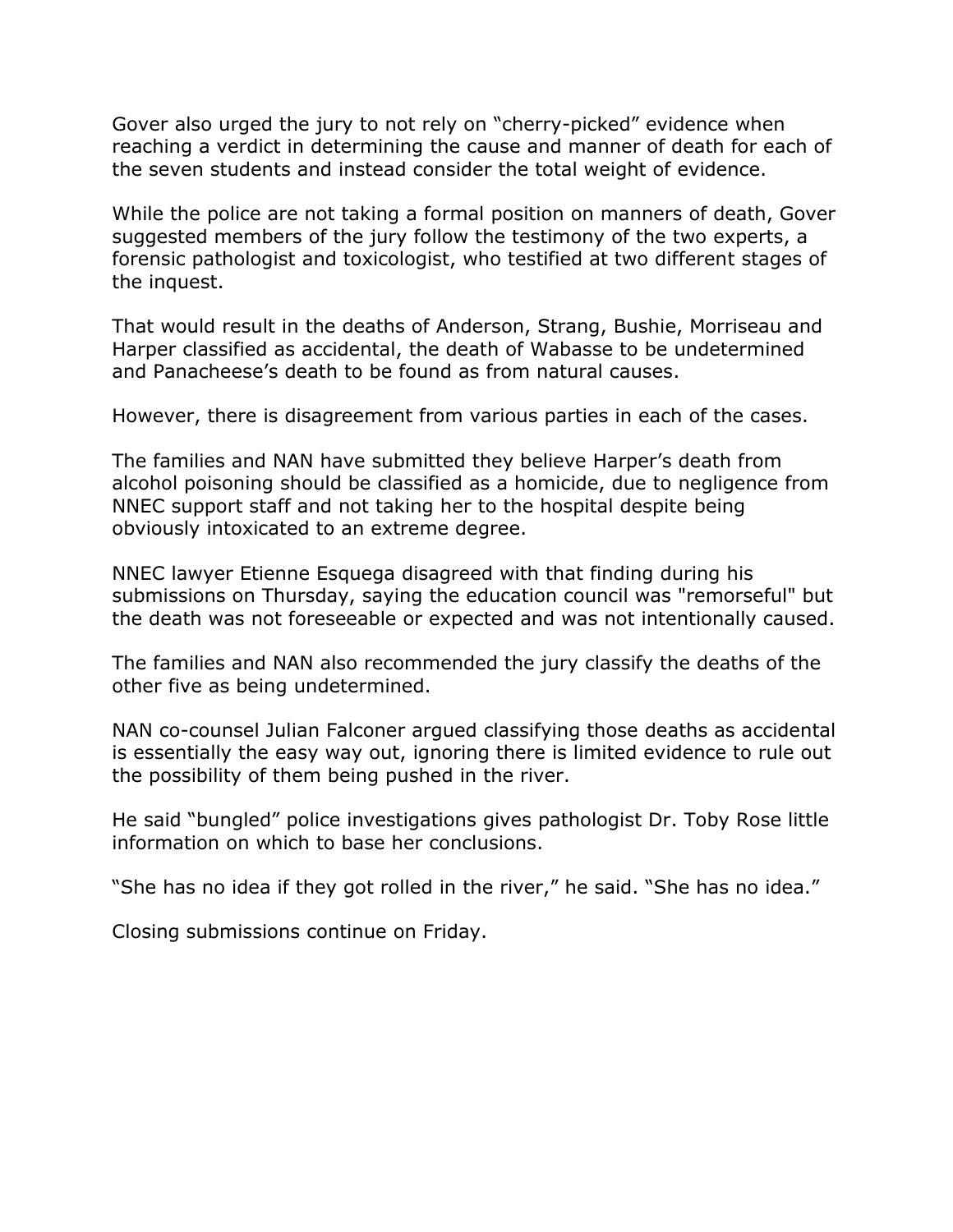Gover also urged the jury to not rely on "cherry-picked" evidence when reaching a verdict in determining the cause and manner of death for each of the seven students and instead consider the total weight of evidence.

While the police are not taking a formal position on manners of death, Gover suggested members of the jury follow the testimony of the two experts, a forensic pathologist and toxicologist, who testified at two different stages of the inquest.

That would result in the deaths of Anderson, Strang, Bushie, Morriseau and Harper classified as accidental, the death of Wabasse to be undetermined and Panacheese's death to be found as from natural causes.

However, there is disagreement from various parties in each of the cases.

The families and NAN have submitted they believe Harper's death from alcohol poisoning should be classified as a homicide, due to negligence from NNEC support staff and not taking her to the hospital despite being obviously intoxicated to an extreme degree.

NNEC lawyer Etienne Esquega disagreed with that finding during his submissions on Thursday, saying the education council was "remorseful" but the death was not foreseeable or expected and was not intentionally caused.

The families and NAN also recommended the jury classify the deaths of the other five as being undetermined.

NAN co-counsel Julian Falconer argued classifying those deaths as accidental is essentially the easy way out, ignoring there is limited evidence to rule out the possibility of them being pushed in the river.

He said "bungled" police investigations gives pathologist Dr. Toby Rose little information on which to base her conclusions.

"She has no idea if they got rolled in the river," he said. "She has no idea."

Closing submissions continue on Friday.